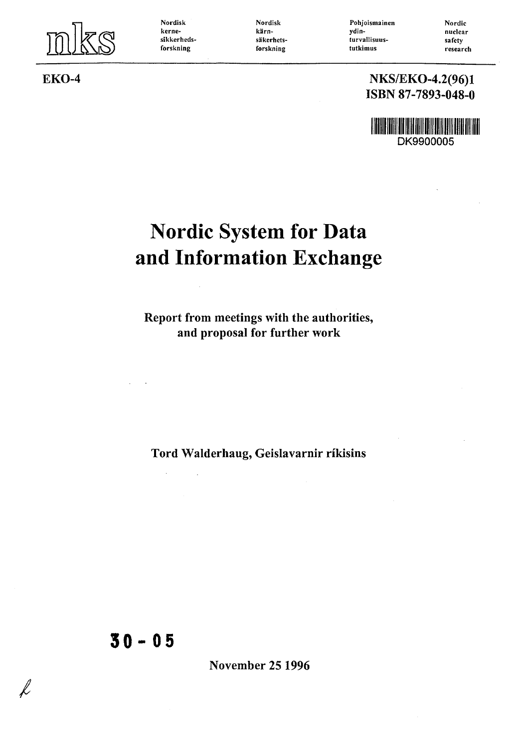nks

| Nordisk kerne-sikkerheds-forskning | Nordisk kärn-säkerhets-forskning | Pohjoismainen ydin-turvallisuus-tutkimus | Nordic nuclear safety research |
|---|---|---|---|

**EKO-4**

**NKS/EKO-4.2(96)1**
**ISBN 87-7893-048-0**

DK9900005

# Nordic System for Data and Information Exchange

**Report from meetings with the authorities, and proposal for further work**

**Tord Walderhaug, Geislavarnir ríkisins**

**30 - 05**

**November 25 1996**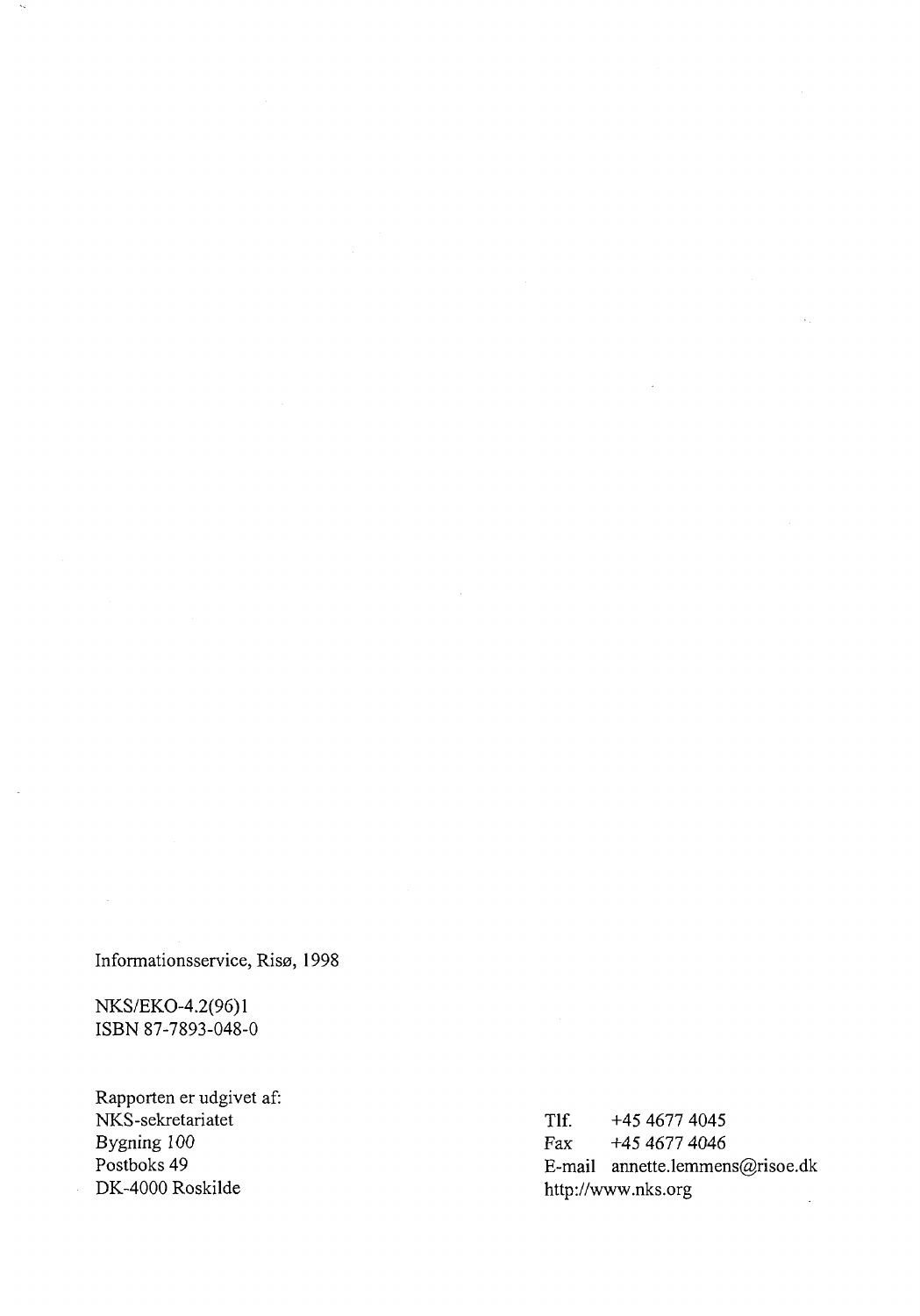Informationsservice, Risø, 1998

NKS/EKO-4.2(96)1
ISBN 87-7893-048-0

Rapporten er udgivet af:
NKS-sekretariatet
Bygning 100
Postboks 49
DK-4000 Roskilde

Tlf. +45 4677 4045
Fax +45 4677 4046
E-mail annette.lemmens@risoe.dk
http://www.nks.org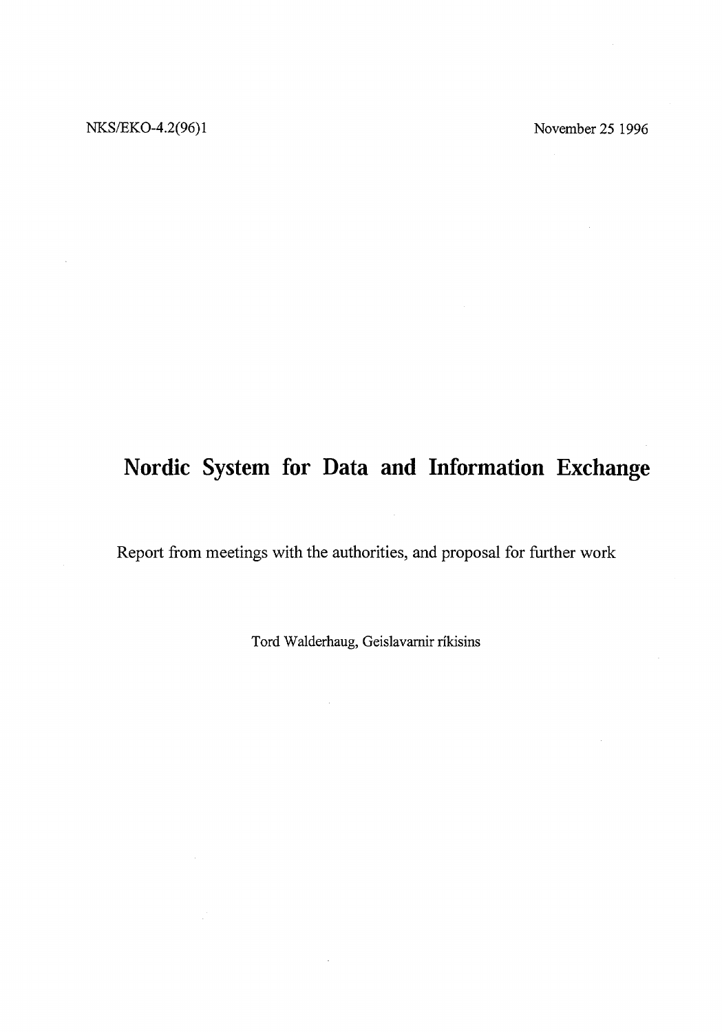NKS/EKO-4.2(96)1 November 25 1996

# Nordic System for Data and Information Exchange

Report from meetings with the authorities, and proposal for further work

Tord Walderhaug, Geislavarnir ríkisins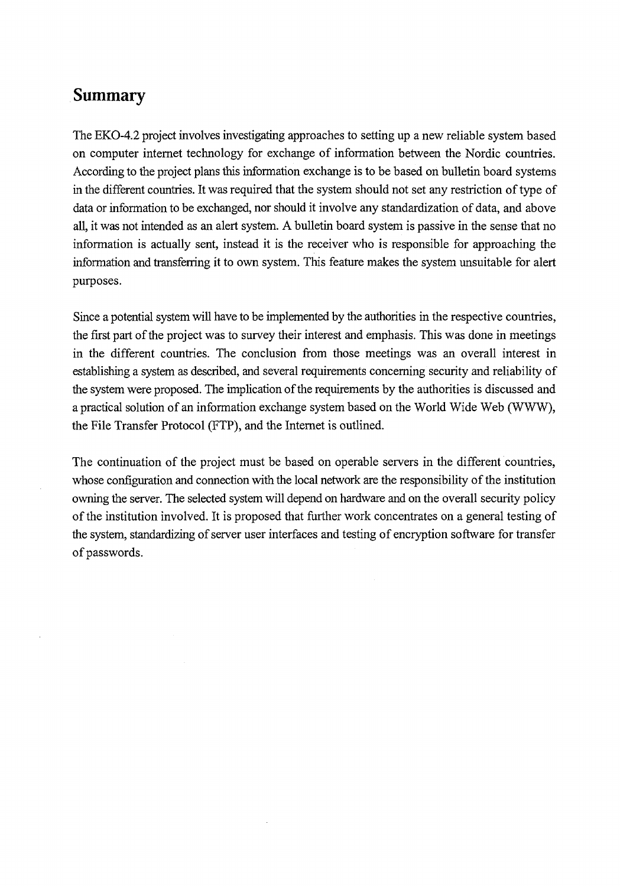## Summary

The EKO-4.2 project involves investigating approaches to setting up a new reliable system based on computer internet technology for exchange of information between the Nordic countries. According to the project plans this information exchange is to be based on bulletin board systems in the different countries. It was required that the system should not set any restriction of type of data or information to be exchanged, nor should it involve any standardization of data, and above all, it was not intended as an alert system. A bulletin board system is passive in the sense that no information is actually sent, instead it is the receiver who is responsible for approaching the information and transferring it to own system. This feature makes the system unsuitable for alert purposes.

Since a potential system will have to be implemented by the authorities in the respective countries, the first part of the project was to survey their interest and emphasis. This was done in meetings in the different countries. The conclusion from those meetings was an overall interest in establishing a system as described, and several requirements concerning security and reliability of the system were proposed. The implication of the requirements by the authorities is discussed and a practical solution of an information exchange system based on the World Wide Web (WWW), the File Transfer Protocol (FTP), and the Internet is outlined.

The continuation of the project must be based on operable servers in the different countries, whose configuration and connection with the local network are the responsibility of the institution owning the server. The selected system will depend on hardware and on the overall security policy of the institution involved. It is proposed that further work concentrates on a general testing of the system, standardizing of server user interfaces and testing of encryption software for transfer of passwords.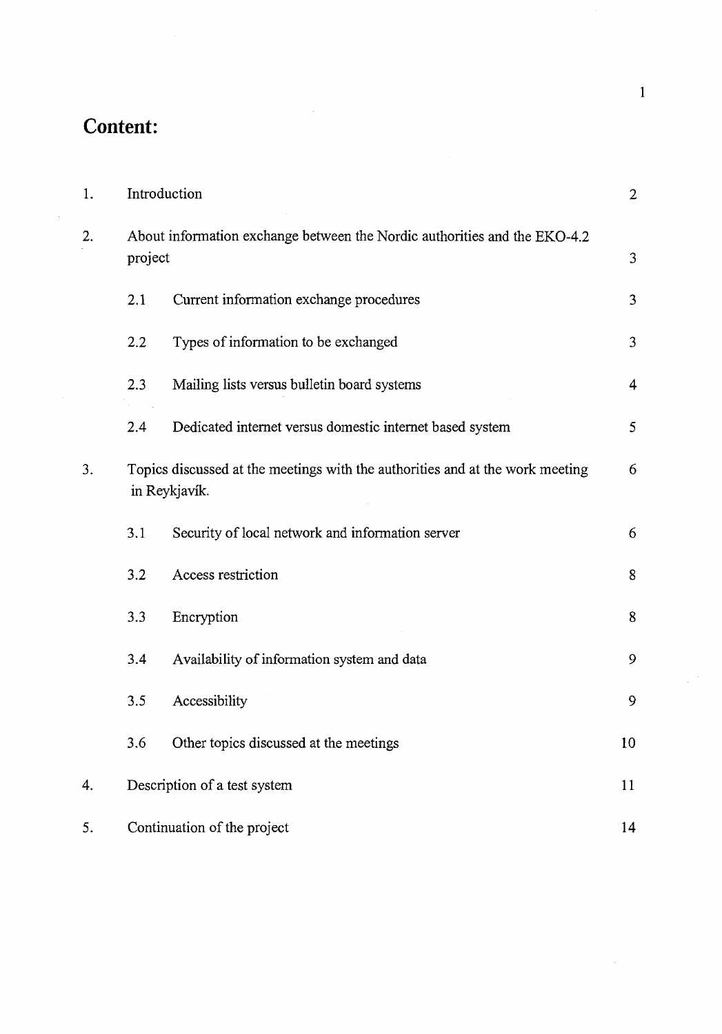# Content:

| | | | |
|---|---|---|---|
| 1. | Introduction | | 2 |
| 2. | About information exchange between the Nordic authorities and the EKO-4.2 project | | 3 |
| | 2.1 | Current information exchange procedures | 3 |
| | 2.2 | Types of information to be exchanged | 3 |
| | 2.3 | Mailing lists versus bulletin board systems | 4 |
| | 2.4 | Dedicated internet versus domestic internet based system | 5 |
| 3. | Topics discussed at the meetings with the authorities and at the work meeting in Reykjavík. | | 6 |
| | 3.1 | Security of local network and information server | 6 |
| | 3.2 | Access restriction | 8 |
| | 3.3 | Encryption | 8 |
| | 3.4 | Availability of information system and data | 9 |
| | 3.5 | Accessibility | 9 |
| | 3.6 | Other topics discussed at the meetings | 10 |
| 4. | Description of a test system | | 11 |
| 5. | Continuation of the project | | 14 |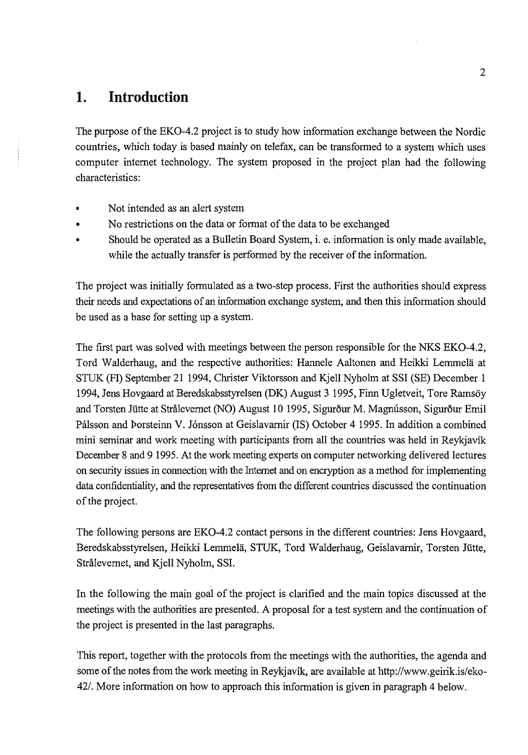# 1. Introduction

The purpose of the EKO-4.2 project is to study how information exchange between the Nordic countries, which today is based mainly on telefax, can be transformed to a system which uses computer internet technology. The system proposed in the project plan had the following characteristics:

- Not intended as an alert system
- No restrictions on the data or format of the data to be exchanged
- Should be operated as a Bulletin Board System, i. e. information is only made available, while the actually transfer is performed by the receiver of the information.

The project was initially formulated as a two-step process. First the authorities should express their needs and expectations of an information exchange system, and then this information should be used as a base for setting up a system.

The first part was solved with meetings between the person responsible for the NKS EKO-4.2, Tord Walderhaug, and the respective authorities: Hannele Aaltonen and Heikki Lemmelä at STUK (FI) September 21 1994, Christer Viktorsson and Kjell Nyholm at SSI (SE) December 1 1994, Jens Hovgaard at Beredskabsstyrelsen (DK) August 3 1995, Finn Ugletveit, Tore Ramsöy and Torsten Jütte at Strålevernet (NO) August 10 1995, Sigurður M. Magnússon, Sigurður Emil Pálsson and Þorsteinn V. Jónsson at Geislavarnir (IS) October 4 1995. In addition a combined mini seminar and work meeting with participants from all the countries was held in Reykjavík December 8 and 9 1995. At the work meeting experts on computer networking delivered lectures on security issues in connection with the Internet and on encryption as a method for implementing data confidentiality, and the representatives from the different countries discussed the continuation of the project.

The following persons are EKO-4.2 contact persons in the different countries: Jens Hovgaard, Beredskabsstyrelsen, Heikki Lemmelä, STUK, Tord Walderhaug, Geislavarnir, Torsten Jütte, Strålevernet, and Kjell Nyholm, SSI.

In the following the main goal of the project is clarified and the main topics discussed at the meetings with the authorities are presented. A proposal for a test system and the continuation of the project is presented in the last paragraphs.

This report, together with the protocols from the meetings with the authorities, the agenda and some of the notes from the work meeting in Reykjavík, are available at http://www.geirik.is/eko-42/. More information on how to approach this information is given in paragraph 4 below.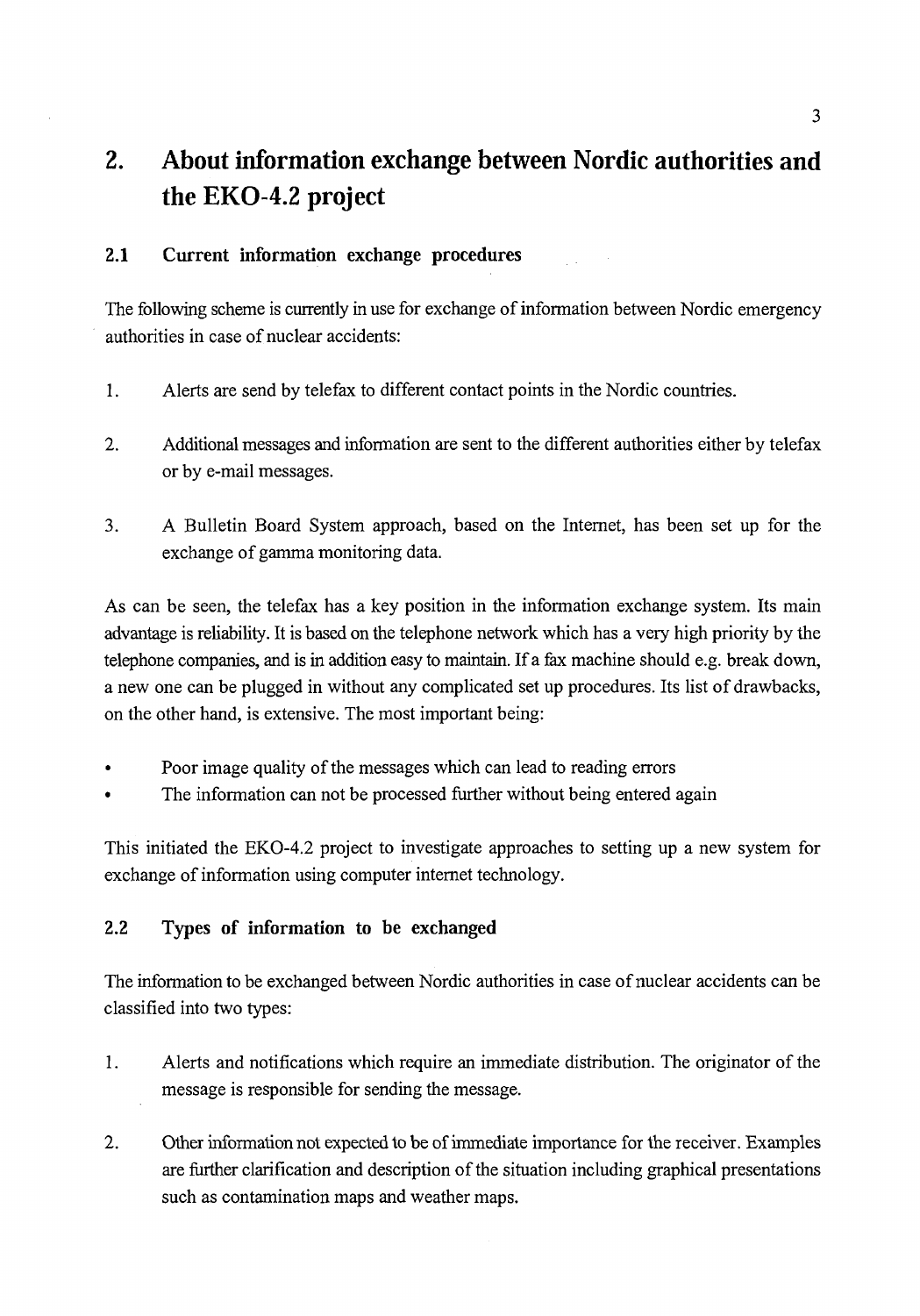# 2. About information exchange between Nordic authorities and the EKO-4.2 project

## 2.1 Current information exchange procedures

The following scheme is currently in use for exchange of information between Nordic emergency authorities in case of nuclear accidents:

1. Alerts are send by telefax to different contact points in the Nordic countries.

2. Additional messages and information are sent to the different authorities either by telefax or by e-mail messages.

3. A Bulletin Board System approach, based on the Internet, has been set up for the exchange of gamma monitoring data.

As can be seen, the telefax has a key position in the information exchange system. Its main advantage is reliability. It is based on the telephone network which has a very high priority by the telephone companies, and is in addition easy to maintain. If a fax machine should e.g. break down, a new one can be plugged in without any complicated set up procedures. Its list of drawbacks, on the other hand, is extensive. The most important being:

- Poor image quality of the messages which can lead to reading errors
- The information can not be processed further without being entered again

This initiated the EKO-4.2 project to investigate approaches to setting up a new system for exchange of information using computer internet technology.

## 2.2 Types of information to be exchanged

The information to be exchanged between Nordic authorities in case of nuclear accidents can be classified into two types:

1. Alerts and notifications which require an immediate distribution. The originator of the message is responsible for sending the message.

2. Other information not expected to be of immediate importance for the receiver. Examples are further clarification and description of the situation including graphical presentations such as contamination maps and weather maps.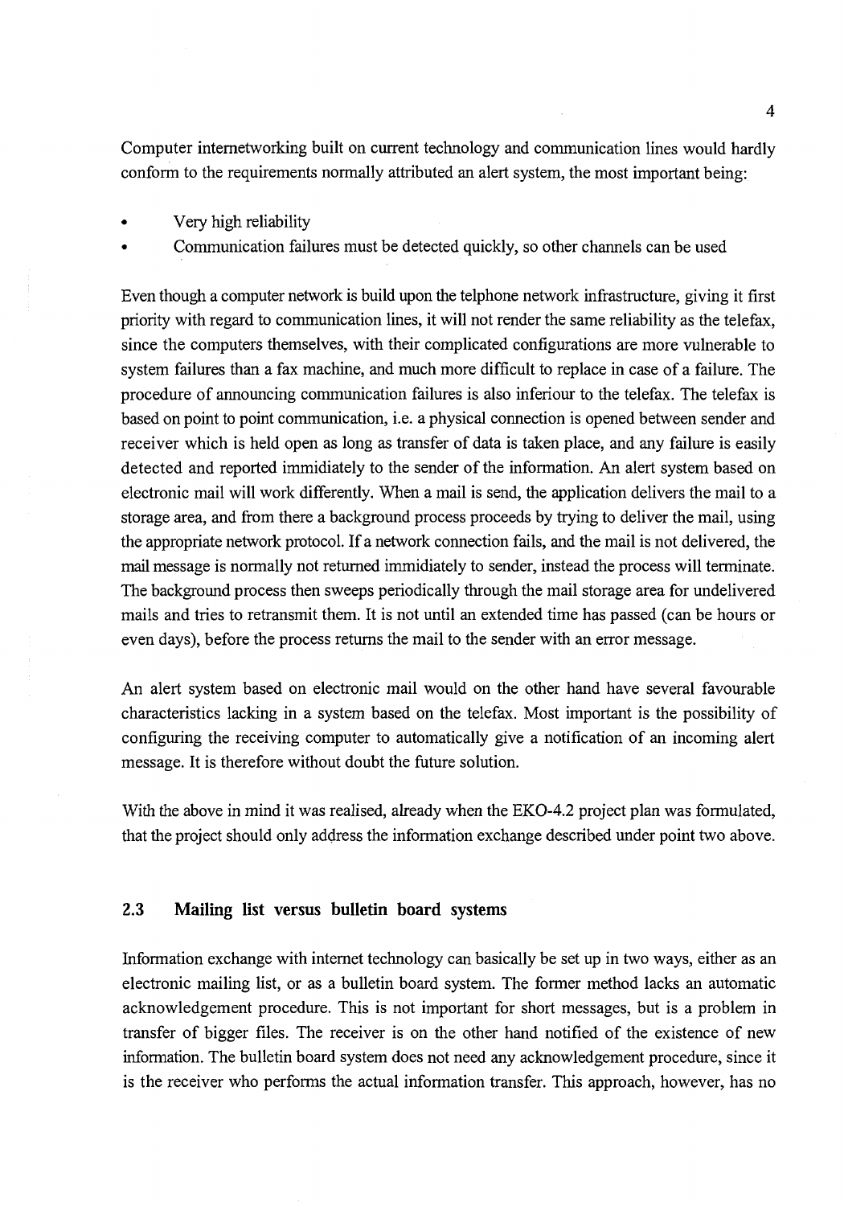Computer internetworking built on current technology and communication lines would hardly conform to the requirements normally attributed an alert system, the most important being:

- Very high reliability
- Communication failures must be detected quickly, so other channels can be used

Even though a computer network is build upon the telphone network infrastructure, giving it first priority with regard to communication lines, it will not render the same reliability as the telefax, since the computers themselves, with their complicated configurations are more vulnerable to system failures than a fax machine, and much more difficult to replace in case of a failure. The procedure of announcing communication failures is also inferiour to the telefax. The telefax is based on point to point communication, i.e. a physical connection is opened between sender and receiver which is held open as long as transfer of data is taken place, and any failure is easily detected and reported immidiately to the sender of the information. An alert system based on electronic mail will work differently. When a mail is send, the application delivers the mail to a storage area, and from there a background process proceeds by trying to deliver the mail, using the appropriate network protocol. If a network connection fails, and the mail is not delivered, the mail message is normally not returned immidiately to sender, instead the process will terminate. The background process then sweeps periodically through the mail storage area for undelivered mails and tries to retransmit them. It is not until an extended time has passed (can be hours or even days), before the process returns the mail to the sender with an error message.

An alert system based on electronic mail would on the other hand have several favourable characteristics lacking in a system based on the telefax. Most important is the possibility of configuring the receiving computer to automatically give a notification of an incoming alert message. It is therefore without doubt the future solution.

With the above in mind it was realised, already when the EKO-4.2 project plan was formulated, that the project should only address the information exchange described under point two above.

## 2.3 Mailing list versus bulletin board systems

Information exchange with internet technology can basically be set up in two ways, either as an electronic mailing list, or as a bulletin board system. The former method lacks an automatic acknowledgement procedure. This is not important for short messages, but is a problem in transfer of bigger files. The receiver is on the other hand notified of the existence of new information. The bulletin board system does not need any acknowledgement procedure, since it is the receiver who performs the actual information transfer. This approach, however, has no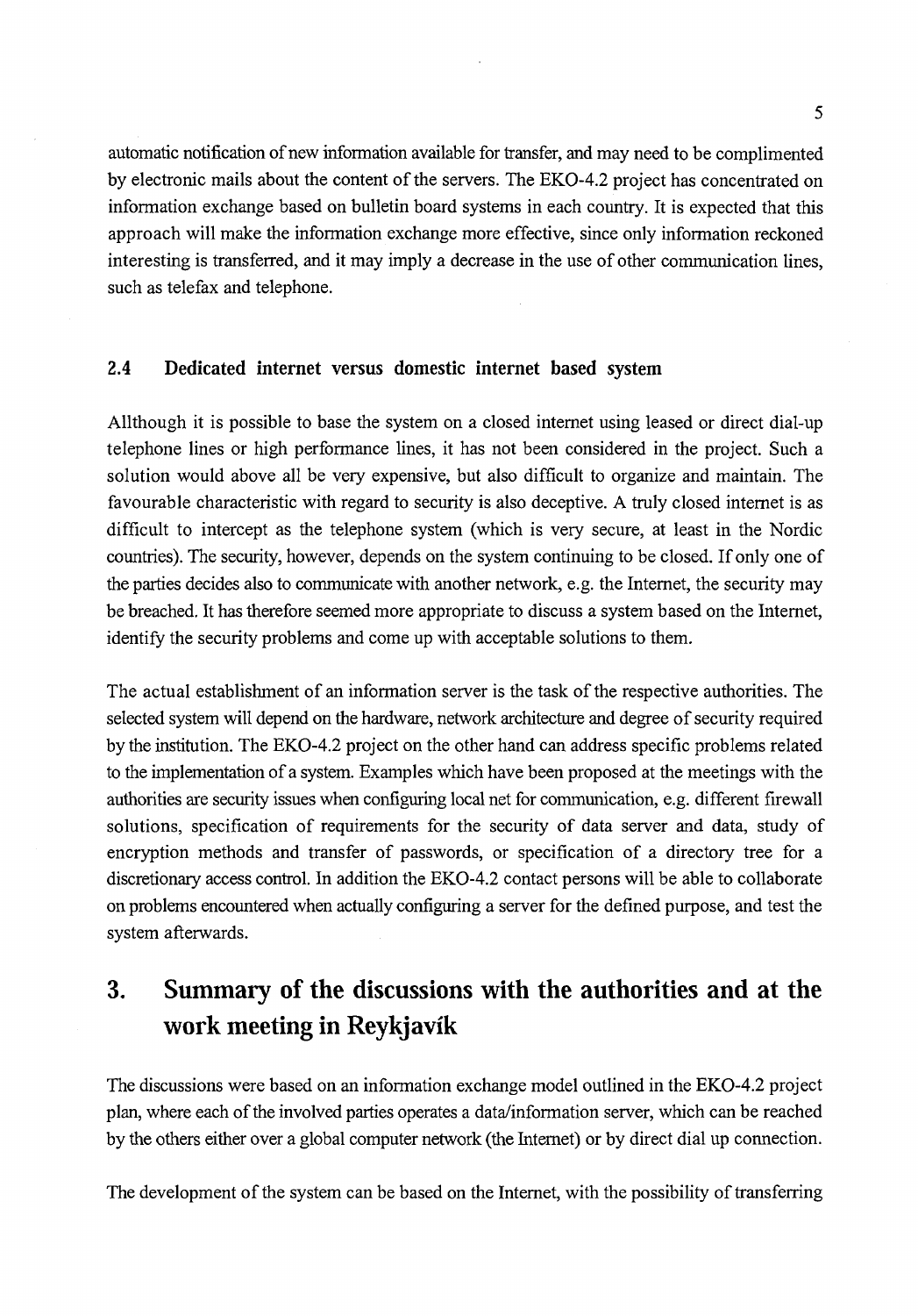automatic notification of new information available for transfer, and may need to be complimented by electronic mails about the content of the servers. The EKO-4.2 project has concentrated on information exchange based on bulletin board systems in each country. It is expected that this approach will make the information exchange more effective, since only information reckoned interesting is transferred, and it may imply a decrease in the use of other communication lines, such as telefax and telephone.

### 2.4 Dedicated internet versus domestic internet based system

Allthough it is possible to base the system on a closed internet using leased or direct dial-up telephone lines or high performance lines, it has not been considered in the project. Such a solution would above all be very expensive, but also difficult to organize and maintain. The favourable characteristic with regard to security is also deceptive. A truly closed internet is as difficult to intercept as the telephone system (which is very secure, at least in the Nordic countries). The security, however, depends on the system continuing to be closed. If only one of the parties decides also to communicate with another network, e.g. the Internet, the security may be breached. It has therefore seemed more appropriate to discuss a system based on the Internet, identify the security problems and come up with acceptable solutions to them.

The actual establishment of an information server is the task of the respective authorities. The selected system will depend on the hardware, network architecture and degree of security required by the institution. The EKO-4.2 project on the other hand can address specific problems related to the implementation of a system. Examples which have been proposed at the meetings with the authorities are security issues when configuring local net for communication, e.g. different firewall solutions, specification of requirements for the security of data server and data, study of encryption methods and transfer of passwords, or specification of a directory tree for a discretionary access control. In addition the EKO-4.2 contact persons will be able to collaborate on problems encountered when actually configuring a server for the defined purpose, and test the system afterwards.

## 3. Summary of the discussions with the authorities and at the work meeting in Reykjavík

The discussions were based on an information exchange model outlined in the EKO-4.2 project plan, where each of the involved parties operates a data/information server, which can be reached by the others either over a global computer network (the Internet) or by direct dial up connection.

The development of the system can be based on the Internet, with the possibility of transferring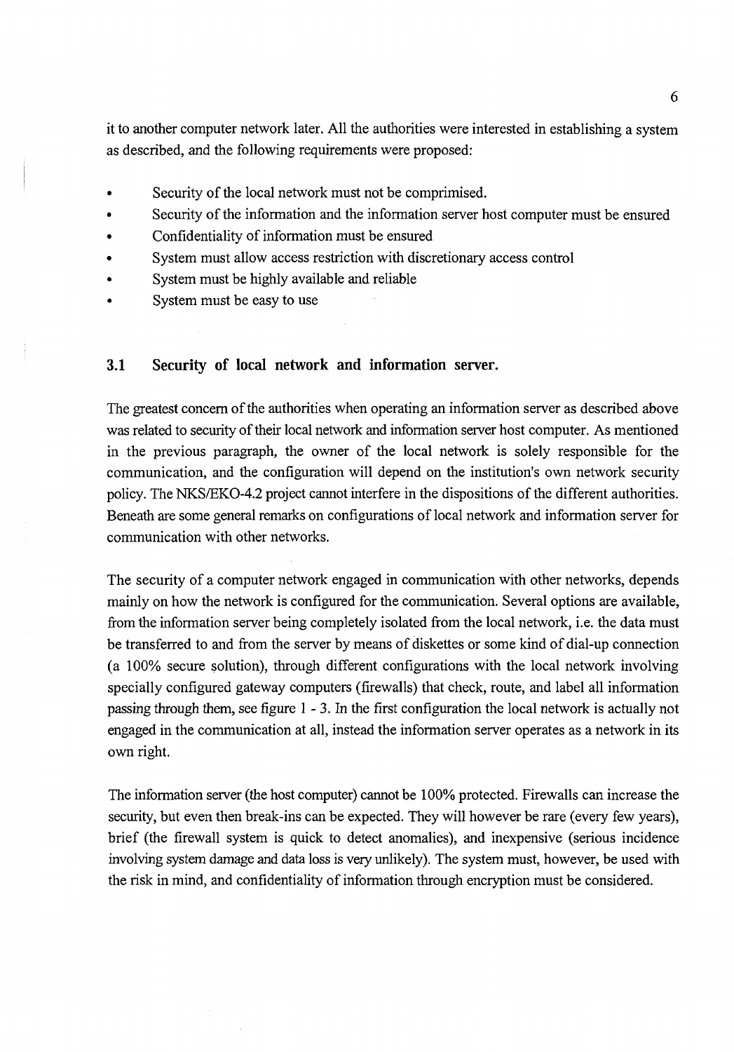it to another computer network later. All the authorities were interested in establishing a system as described, and the following requirements were proposed:

- Security of the local network must not be comprimised.
- Security of the information and the information server host computer must be ensured
- Confidentiality of information must be ensured
- System must allow access restriction with discretionary access control
- System must be highly available and reliable
- System must be easy to use

## 3.1 Security of local network and information server.

The greatest concern of the authorities when operating an information server as described above was related to security of their local network and information server host computer. As mentioned in the previous paragraph, the owner of the local network is solely responsible for the communication, and the configuration will depend on the institution's own network security policy. The NKS/EKO-4.2 project cannot interfere in the dispositions of the different authorities. Beneath are some general remarks on configurations of local network and information server for communication with other networks.

The security of a computer network engaged in communication with other networks, depends mainly on how the network is configured for the communication. Several options are available, from the information server being completely isolated from the local network, i.e. the data must be transferred to and from the server by means of diskettes or some kind of dial-up connection (a 100% secure solution), through different configurations with the local network involving specially configured gateway computers (firewalls) that check, route, and label all information passing through them, see figure 1 - 3. In the first configuration the local network is actually not engaged in the communication at all, instead the information server operates as a network in its own right.

The information server (the host computer) cannot be 100% protected. Firewalls can increase the security, but even then break-ins can be expected. They will however be rare (every few years), brief (the firewall system is quick to detect anomalies), and inexpensive (serious incidence involving system damage and data loss is very unlikely). The system must, however, be used with the risk in mind, and confidentiality of information through encryption must be considered.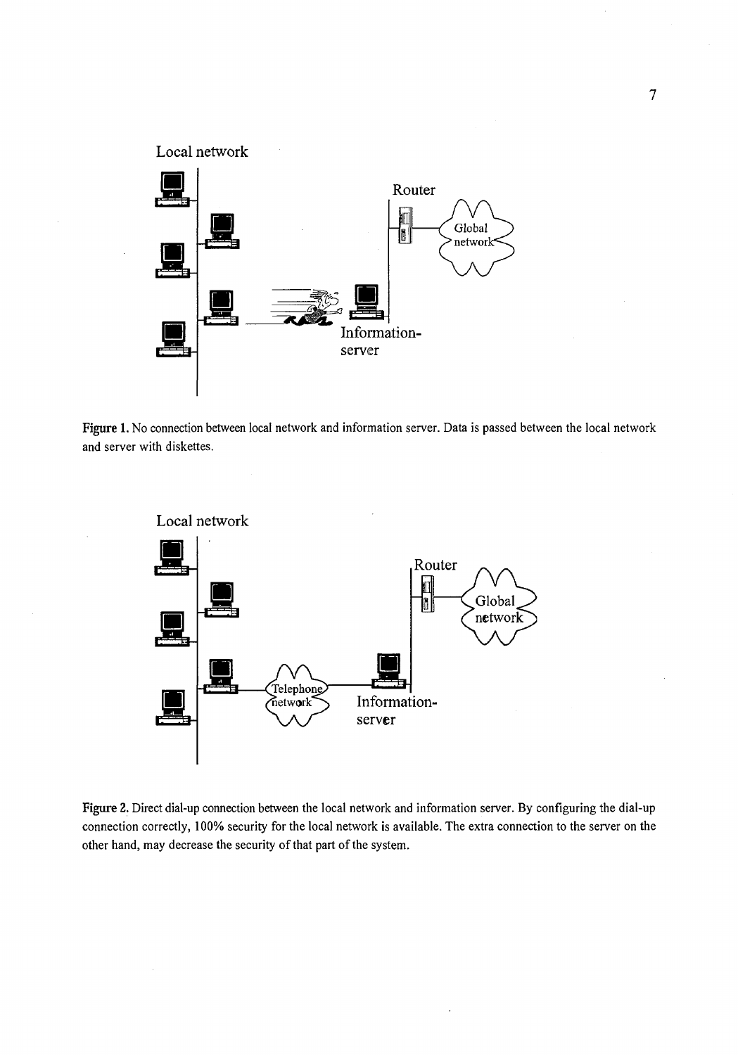Figure 1. No connection between local network and information server. Data is passed between the local network and server with diskettes.

Figure 2. Direct dial-up connection between the local network and information server. By configuring the dial-up connection correctly, 100% security for the local network is available. The extra connection to the server on the other hand, may decrease the security of that part of the system.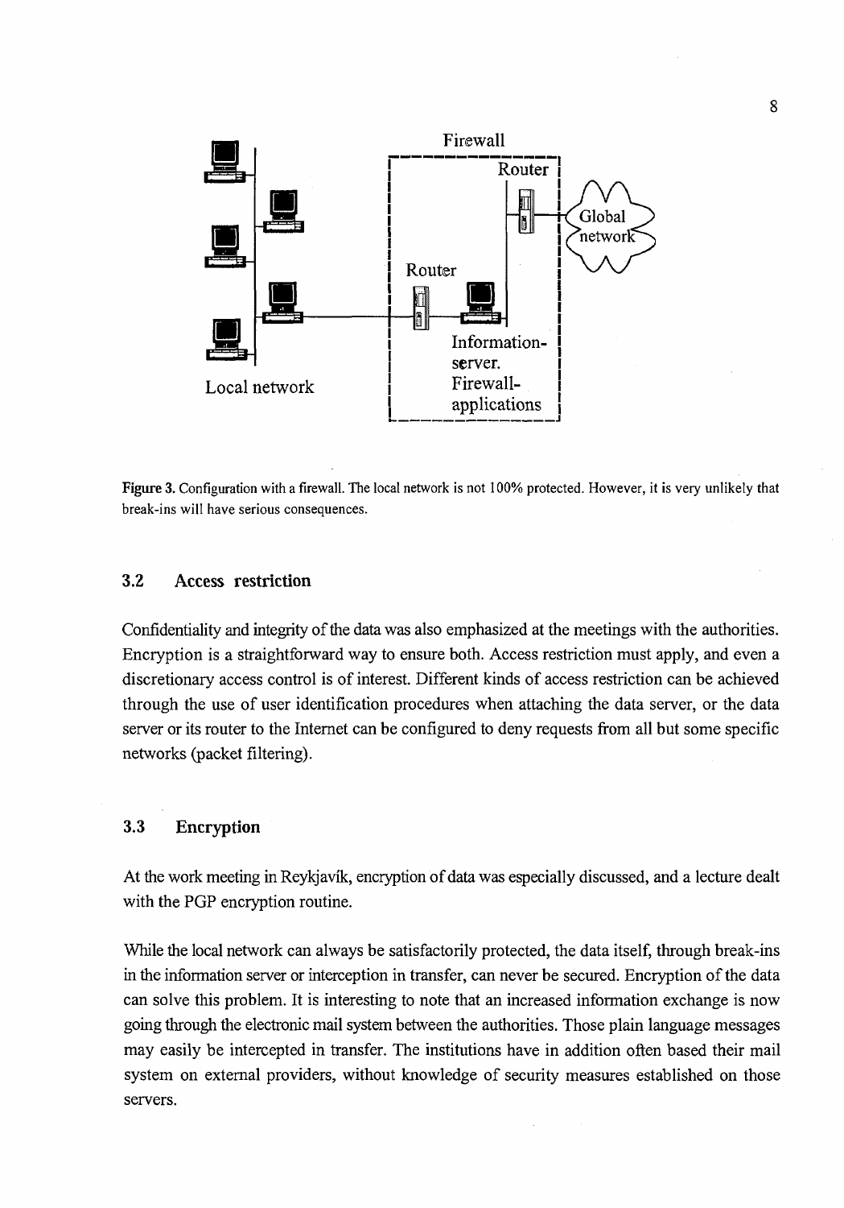Firewall

Router

Global network

Router

Information-server. Firewall-applications

Local network

**Figure 3.** Configuration with a firewall. The local network is not 100% protected. However, it is very unlikely that break-ins will have serious consequences.

### 3.2 Access restriction

Confidentiality and integrity of the data was also emphasized at the meetings with the authorities. Encryption is a straightforward way to ensure both. Access restriction must apply, and even a discretionary access control is of interest. Different kinds of access restriction can be achieved through the use of user identification procedures when attaching the data server, or the data server or its router to the Internet can be configured to deny requests from all but some specific networks (packet filtering).

### 3.3 Encryption

At the work meeting in Reykjavík, encryption of data was especially discussed, and a lecture dealt with the PGP encryption routine.

While the local network can always be satisfactorily protected, the data itself, through break-ins in the information server or interception in transfer, can never be secured. Encryption of the data can solve this problem. It is interesting to note that an increased information exchange is now going through the electronic mail system between the authorities. Those plain language messages may easily be intercepted in transfer. The institutions have in addition often based their mail system on external providers, without knowledge of security measures established on those servers.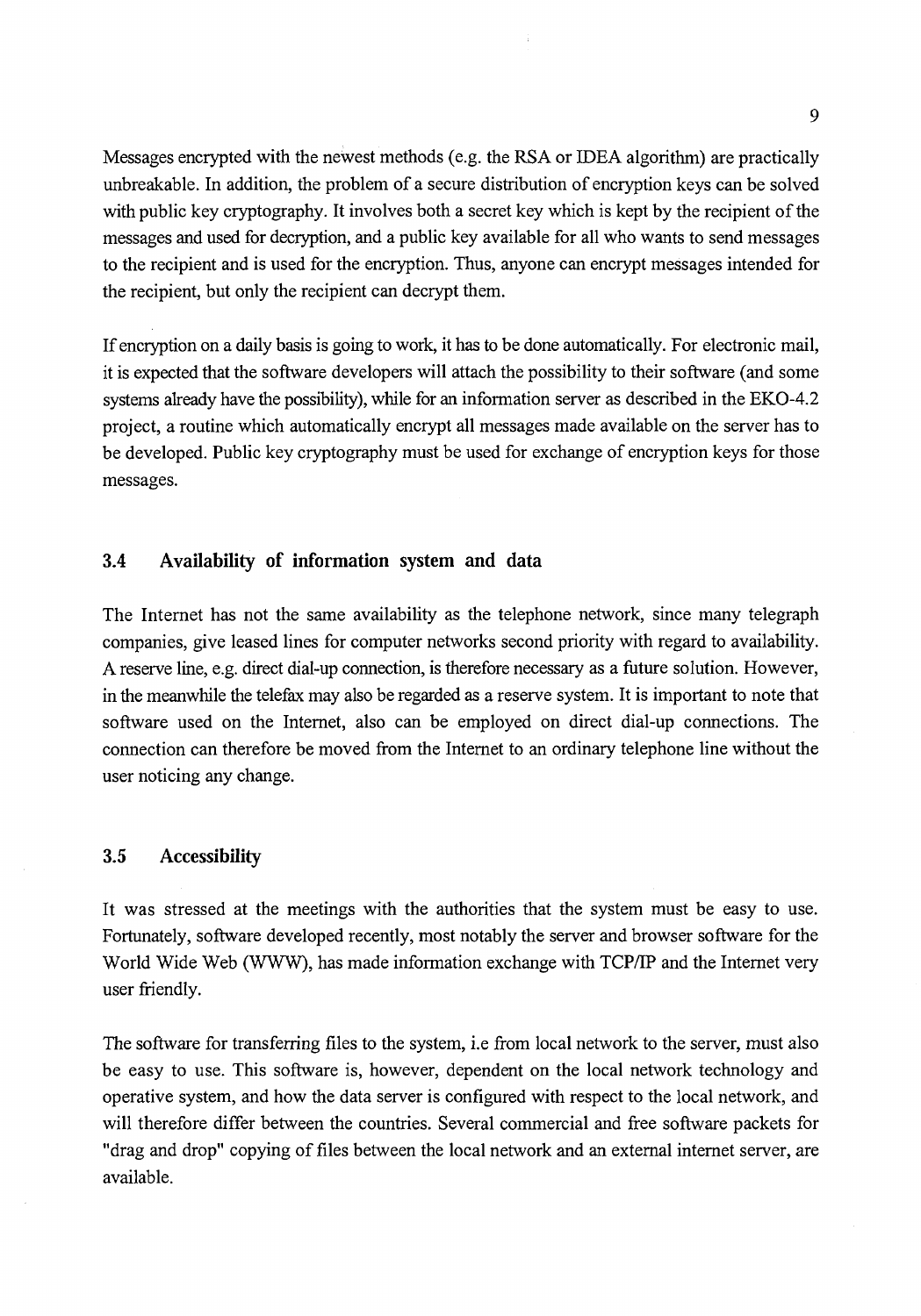Messages encrypted with the newest methods (e.g. the RSA or IDEA algorithm) are practically unbreakable. In addition, the problem of a secure distribution of encryption keys can be solved with public key cryptography. It involves both a secret key which is kept by the recipient of the messages and used for decryption, and a public key available for all who wants to send messages to the recipient and is used for the encryption. Thus, anyone can encrypt messages intended for the recipient, but only the recipient can decrypt them.

If encryption on a daily basis is going to work, it has to be done automatically. For electronic mail, it is expected that the software developers will attach the possibility to their software (and some systems already have the possibility), while for an information server as described in the EKO-4.2 project, a routine which automatically encrypt all messages made available on the server has to be developed. Public key cryptography must be used for exchange of encryption keys for those messages.

### 3.4 Availability of information system and data

The Internet has not the same availability as the telephone network, since many telegraph companies, give leased lines for computer networks second priority with regard to availability. A reserve line, e.g. direct dial-up connection, is therefore necessary as a future solution. However, in the meanwhile the telefax may also be regarded as a reserve system. It is important to note that software used on the Internet, also can be employed on direct dial-up connections. The connection can therefore be moved from the Internet to an ordinary telephone line without the user noticing any change.

### 3.5 Accessibility

It was stressed at the meetings with the authorities that the system must be easy to use. Fortunately, software developed recently, most notably the server and browser software for the World Wide Web (WWW), has made information exchange with TCP/IP and the Internet very user friendly.

The software for transferring files to the system, i.e from local network to the server, must also be easy to use. This software is, however, dependent on the local network technology and operative system, and how the data server is configured with respect to the local network, and will therefore differ between the countries. Several commercial and free software packets for "drag and drop" copying of files between the local network and an external internet server, are available.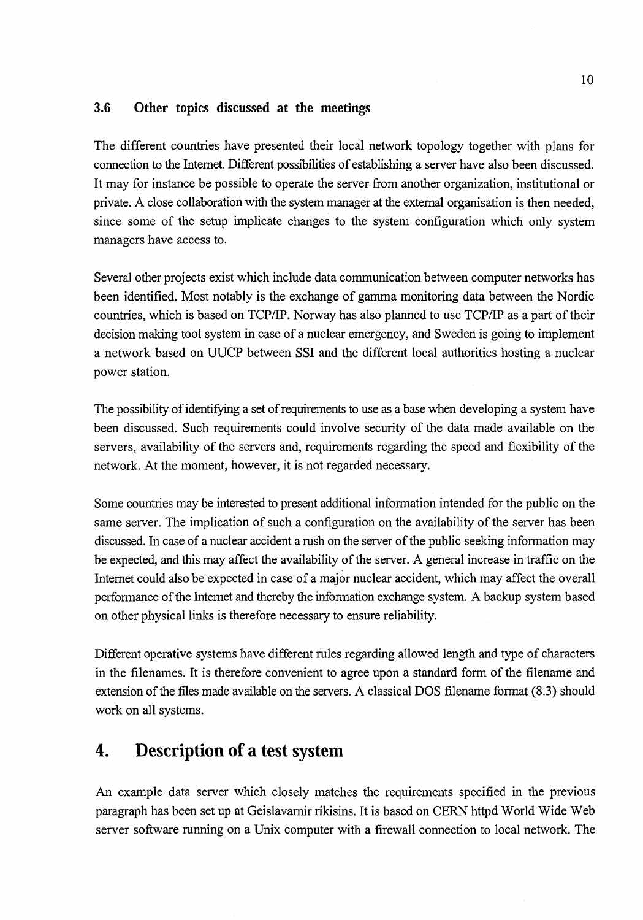### 3.6 Other topics discussed at the meetings

The different countries have presented their local network topology together with plans for connection to the Internet. Different possibilities of establishing a server have also been discussed. It may for instance be possible to operate the server from another organization, institutional or private. A close collaboration with the system manager at the external organisation is then needed, since some of the setup implicate changes to the system configuration which only system managers have access to.

Several other projects exist which include data communication between computer networks has been identified. Most notably is the exchange of gamma monitoring data between the Nordic countries, which is based on TCP/IP. Norway has also planned to use TCP/IP as a part of their decision making tool system in case of a nuclear emergency, and Sweden is going to implement a network based on UUCP between SSI and the different local authorities hosting a nuclear power station.

The possibility of identifying a set of requirements to use as a base when developing a system have been discussed. Such requirements could involve security of the data made available on the servers, availability of the servers and, requirements regarding the speed and flexibility of the network. At the moment, however, it is not regarded necessary.

Some countries may be interested to present additional information intended for the public on the same server. The implication of such a configuration on the availability of the server has been discussed. In case of a nuclear accident a rush on the server of the public seeking information may be expected, and this may affect the availability of the server. A general increase in traffic on the Internet could also be expected in case of a major nuclear accident, which may affect the overall performance of the Internet and thereby the information exchange system. A backup system based on other physical links is therefore necessary to ensure reliability.

Different operative systems have different rules regarding allowed length and type of characters in the filenames. It is therefore convenient to agree upon a standard form of the filename and extension of the files made available on the servers. A classical DOS filename format (8.3) should work on all systems.

## 4. Description of a test system

An example data server which closely matches the requirements specified in the previous paragraph has been set up at Geislavarnir ríkisins. It is based on CERN httpd World Wide Web server software running on a Unix computer with a firewall connection to local network. The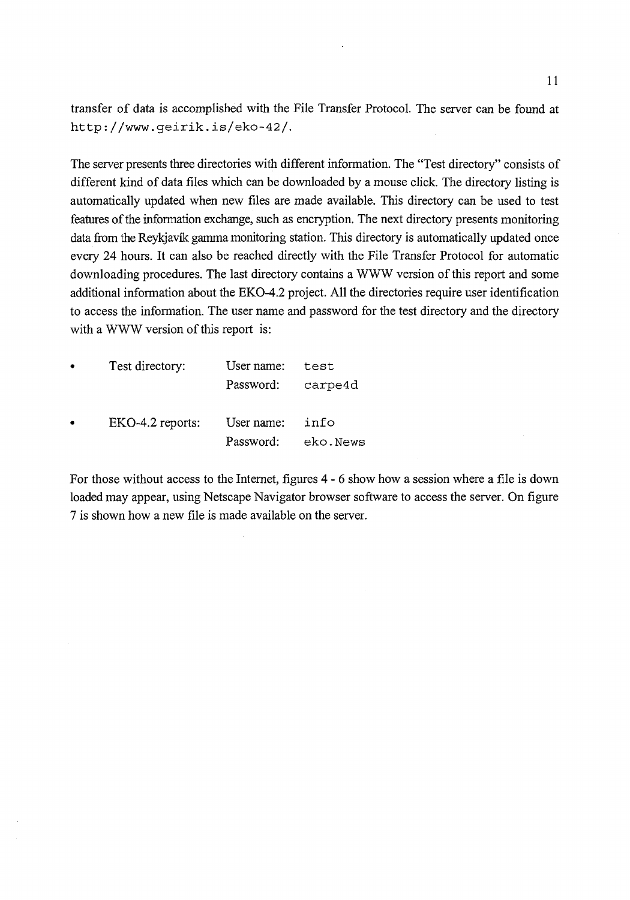transfer of data is accomplished with the File Transfer Protocol. The server can be found at `http://www.geirik.is/eko-42/`.

The server presents three directories with different information. The "Test directory" consists of different kind of data files which can be downloaded by a mouse click. The directory listing is automatically updated when new files are made available. This directory can be used to test features of the information exchange, such as encryption. The next directory presents monitoring data from the Reykjavík gamma monitoring station. This directory is automatically updated once every 24 hours. It can also be reached directly with the File Transfer Protocol for automatic downloading procedures. The last directory contains a WWW version of this report and some additional information about the EKO-4.2 project. All the directories require user identification to access the information. The user name and password for the test directory and the directory with a WWW version of this report is:

- Test directory: User name: `test`
  Password: `carpe4d`

- EKO-4.2 reports: User name: `info`
  Password: `eko.News`

For those without access to the Internet, figures 4 - 6 show how a session where a file is down loaded may appear, using Netscape Navigator browser software to access the server. On figure 7 is shown how a new file is made available on the server.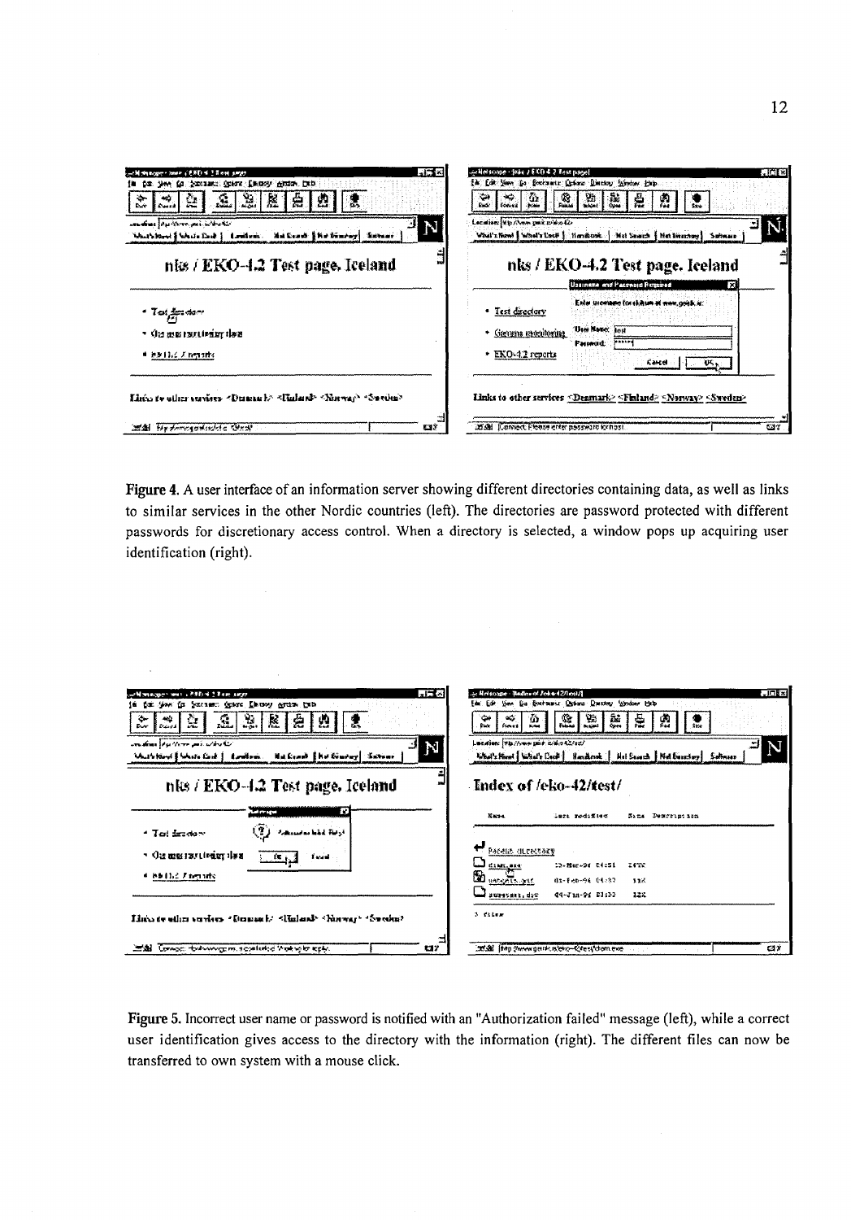**Figure 4.** A user interface of an information server showing different directories containing data, as well as links to similar services in the other Nordic countries (left). The directories are password protected with different passwords for discretionary access control. When a directory is selected, a window pops up acquiring user identification (right).

**Figure 5.** Incorrect user name or password is notified with an "Authorization failed" message (left), while a correct user identification gives access to the directory with the information (right). The different files can now be transferred to own system with a mouse click.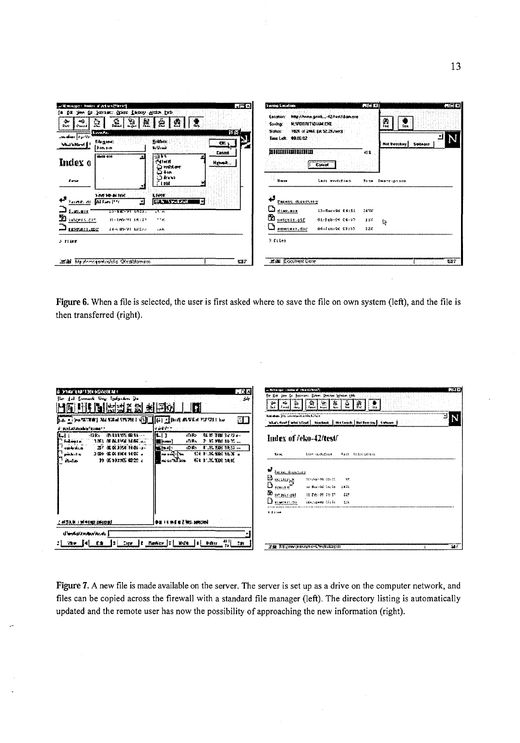Figure 6. When a file is selected, the user is first asked where to save the file on own system (left), and the file is then transferred (right).

Figure 7. A new file is made available on the server. The server is set up as a drive on the computer network, and files can be copied across the firewall with a standard file manager (left). The directory listing is automatically updated and the remote user has now the possibility of approaching the new information (right).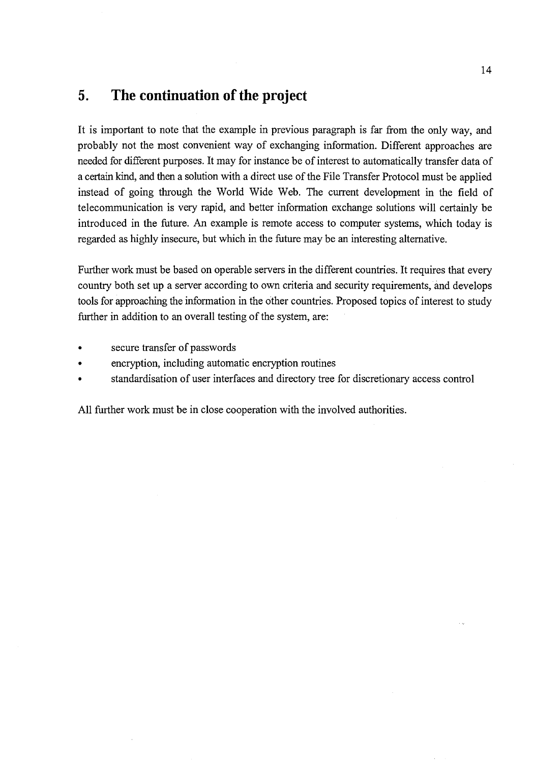# 5. The continuation of the project

It is important to note that the example in previous paragraph is far from the only way, and probably not the most convenient way of exchanging information. Different approaches are needed for different purposes. It may for instance be of interest to automatically transfer data of a certain kind, and then a solution with a direct use of the File Transfer Protocol must be applied instead of going through the World Wide Web. The current development in the field of telecommunication is very rapid, and better information exchange solutions will certainly be introduced in the future. An example is remote access to computer systems, which today is regarded as highly insecure, but which in the future may be an interesting alternative.

Further work must be based on operable servers in the different countries. It requires that every country both set up a server according to own criteria and security requirements, and develops tools for approaching the information in the other countries. Proposed topics of interest to study further in addition to an overall testing of the system, are:

- secure transfer of passwords
- encryption, including automatic encryption routines
- standardisation of user interfaces and directory tree for discretionary access control

All further work must be in close cooperation with the involved authorities.